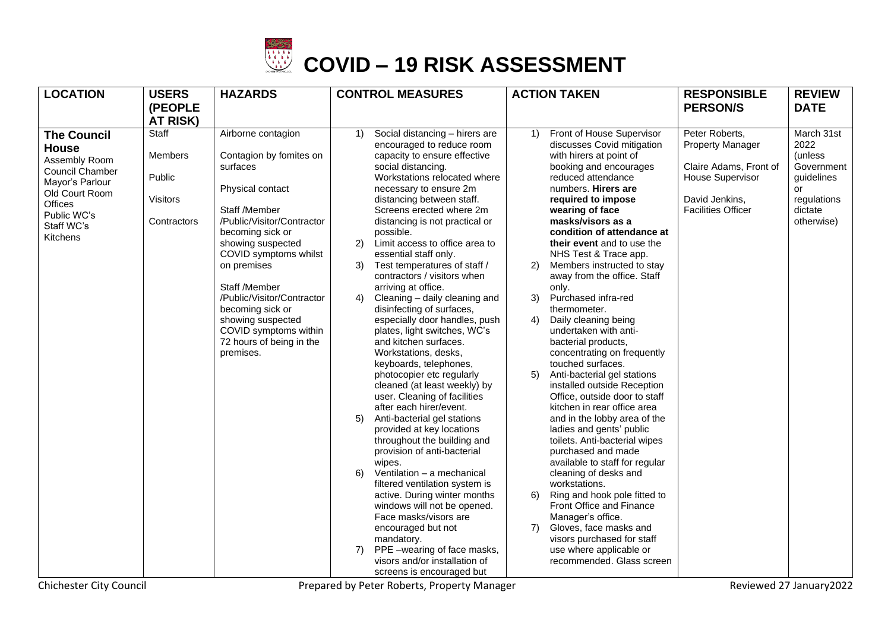# COVID – 19 RISK ASSESSMENT

| LOCATION | USERS (PEOPLE AT RISK) | HAZARDS | CONTROL MEASURES | ACTION TAKEN | RESPONSIBLE PERSON/S | REVIEW DATE |
|---|---|---|---|---|---|---|
| **The Council House**<br>Assembly Room<br>Council Chamber<br>Mayor's Parlour<br>Old Court Room<br>Offices<br>Public WC's<br>Staff WC's<br>Kitchens | Staff<br><br>Members<br><br>Public<br><br>Visitors<br><br>Contractors | Airborne contagion<br><br>Contagion by fomites on surfaces<br><br>Physical contact<br><br>Staff /Member /Public/Visitor/Contractor becoming sick or showing suspected COVID symptoms whilst on premises<br><br>Staff /Member /Public/Visitor/Contractor becoming sick or showing suspected COVID symptoms within 72 hours of being in the premises. | 1) Social distancing – hirers are encouraged to reduce room capacity to ensure effective social distancing. Workstations relocated where necessary to ensure 2m distancing between staff. Screens erected where 2m distancing is not practical or possible.<br>2) Limit access to office area to essential staff only.<br>3) Test temperatures of staff / contractors / visitors when arriving at office.<br>4) Cleaning – daily cleaning and disinfecting of surfaces, especially door handles, push plates, light switches, WC's and kitchen surfaces. Workstations, desks, keyboards, telephones, photocopier etc regularly cleaned (at least weekly) by user. Cleaning of facilities after each hirer/event.<br>5) Anti-bacterial gel stations provided at key locations throughout the building and provision of anti-bacterial wipes.<br>6) Ventilation – a mechanical filtered ventilation system is active. During winter months windows will not be opened. Face masks/visors are encouraged but not mandatory.<br>7) PPE –wearing of face masks, visors and/or installation of screens is encouraged but | 1) Front of House Supervisor discusses Covid mitigation with hirers at point of booking and encourages reduced attendance numbers. **Hirers are required to impose wearing of face masks/visors as a condition of attendance at their event** and to use the NHS Test & Trace app.<br>2) Members instructed to stay away from the office. Staff only.<br>3) Purchased infra-red thermometer.<br>4) Daily cleaning being undertaken with anti-bacterial products, concentrating on frequently touched surfaces.<br>5) Anti-bacterial gel stations installed outside Reception Office, outside door to staff kitchen in rear office area and in the lobby area of the ladies and gents' public toilets. Anti-bacterial wipes purchased and made available to staff for regular cleaning of desks and workstations.<br>6) Ring and hook pole fitted to Front Office and Finance Manager's office.<br>7) Gloves, face masks and visors purchased for staff use where applicable or recommended. Glass screen | Peter Roberts, Property Manager<br><br>Claire Adams, Front of House Supervisor<br><br>David Jenkins, Facilities Officer | March 31st 2022 (unless Government guidelines or regulations dictate otherwise) |

Chichester City Council — Prepared by Peter Roberts, Property Manager — Reviewed 27 January2022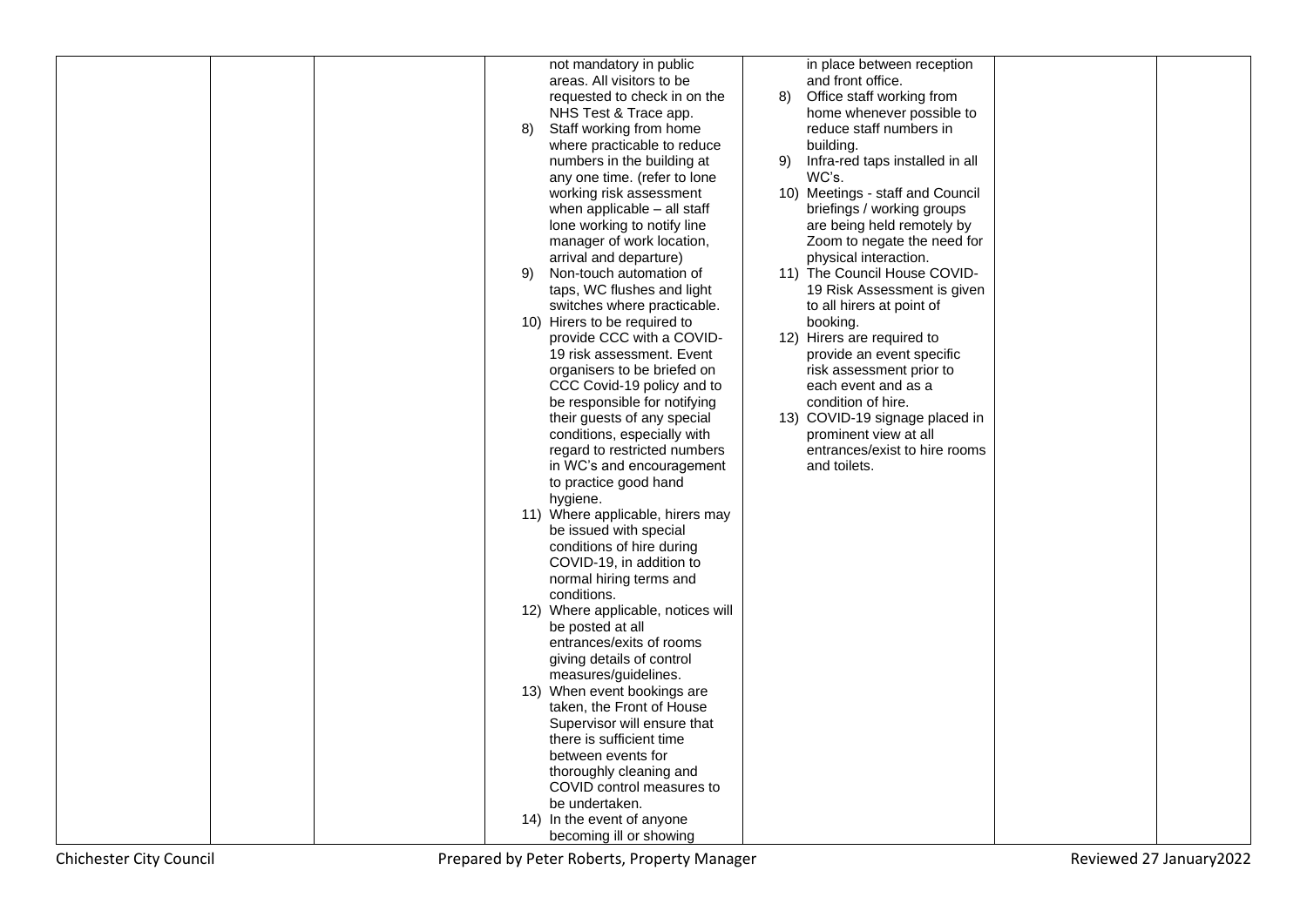| | | | | | | |
|---|---|---|---|---|---|---|
| | | | not mandatory in public areas. All visitors to be requested to check in on the NHS Test & Trace app.<br>8) Staff working from home where practicable to reduce numbers in the building at any one time. (refer to lone working risk assessment when applicable – all staff lone working to notify line manager of work location, arrival and departure)<br>9) Non-touch automation of taps, WC flushes and light switches where practicable.<br>10) Hirers to be required to provide CCC with a COVID-19 risk assessment. Event organisers to be briefed on CCC Covid-19 policy and to be responsible for notifying their guests of any special conditions, especially with regard to restricted numbers in WC's and encouragement to practice good hand hygiene.<br>11) Where applicable, hirers may be issued with special conditions of hire during COVID-19, in addition to normal hiring terms and conditions.<br>12) Where applicable, notices will be posted at all entrances/exits of rooms giving details of control measures/guidelines.<br>13) When event bookings are taken, the Front of House Supervisor will ensure that there is sufficient time between events for thoroughly cleaning and COVID control measures to be undertaken.<br>14) In the event of anyone becoming ill or showing | in place between reception and front office.<br>8) Office staff working from home whenever possible to reduce staff numbers in building.<br>9) Infra-red taps installed in all WC's.<br>10) Meetings - staff and Council briefings / working groups are being held remotely by Zoom to negate the need for physical interaction.<br>11) The Council House COVID-19 Risk Assessment is given to all hirers at point of booking.<br>12) Hirers are required to provide an event specific risk assessment prior to each event and as a condition of hire.<br>13) COVID-19 signage placed in prominent view at all entrances/exist to hire rooms and toilets. | | |

Chichester City Council — Prepared by Peter Roberts, Property Manager — Reviewed 27 January2022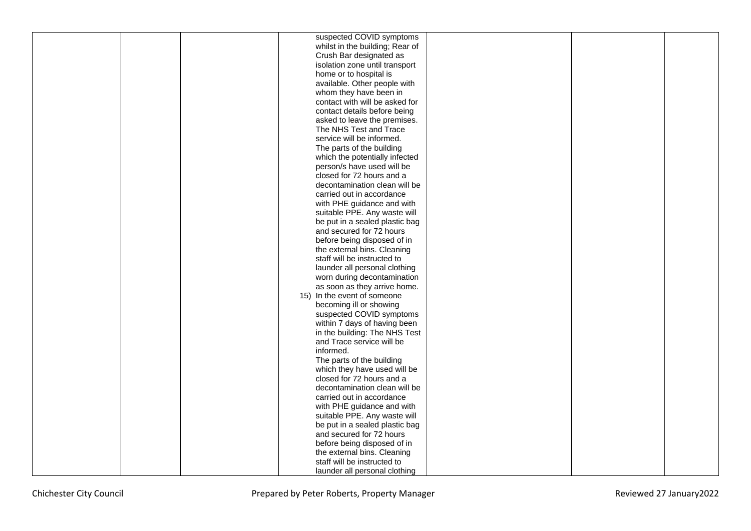|  |  |  | suspected COVID symptoms whilst in the building; Rear of Crush Bar designated as isolation zone until transport home or to hospital is available. Other people with whom they have been in contact with will be asked for contact details before being asked to leave the premises. The NHS Test and Trace service will be informed. The parts of the building which the potentially infected person/s have used will be closed for 72 hours and a decontamination clean will be carried out in accordance with PHE guidance and with suitable PPE. Any waste will be put in a sealed plastic bag and secured for 72 hours before being disposed of in the external bins. Cleaning staff will be instructed to launder all personal clothing worn during decontamination as soon as they arrive home.<br>15) In the event of someone becoming ill or showing suspected COVID symptoms within 7 days of having been in the building: The NHS Test and Trace service will be informed.<br>The parts of the building which they have used will be closed for 72 hours and a decontamination clean will be carried out in accordance with PHE guidance and with suitable PPE. Any waste will be put in a sealed plastic bag and secured for 72 hours before being disposed of in the external bins. Cleaning staff will be instructed to launder all personal clothing |  |  |  |
|---|---|---|---|---|---|---|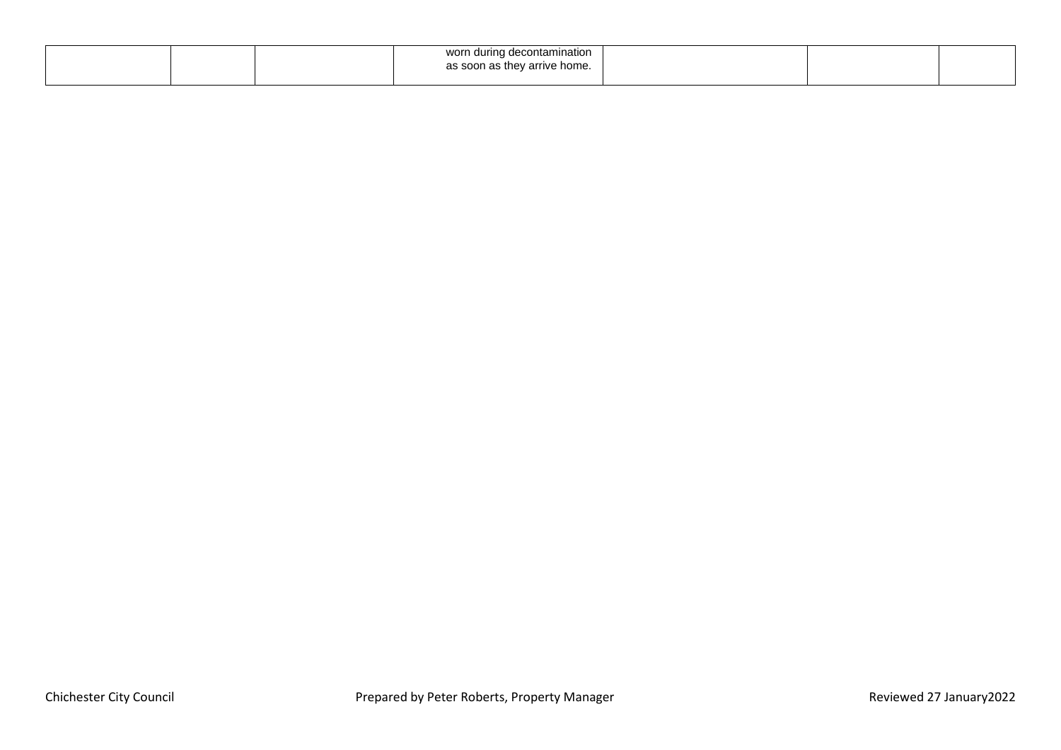| | | | | | | |
|---|---|---|---|---|---|---|
| | | | worn during decontamination as soon as they arrive home. | | | |